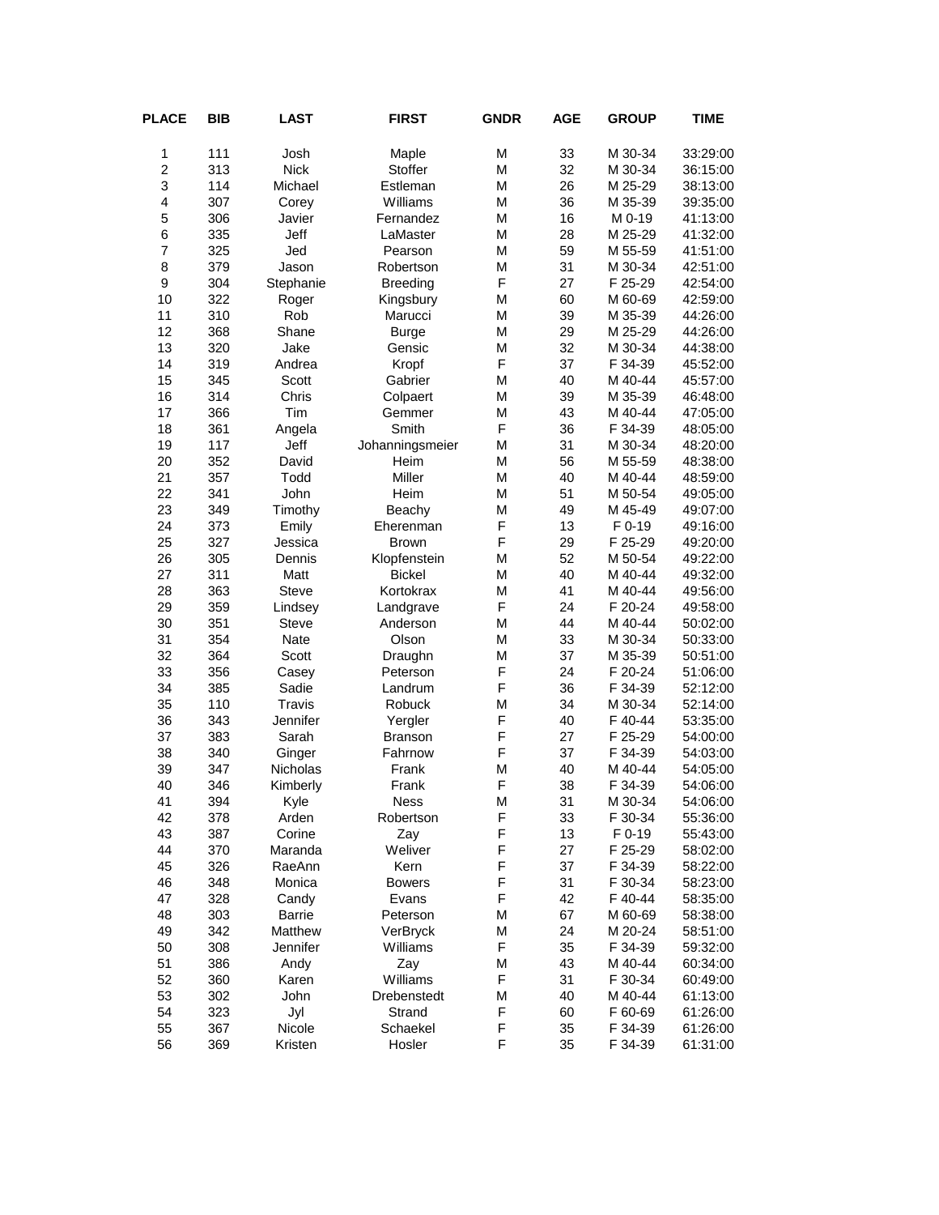| PLACE | BIB | LAST | FIRST | GNDR | AGE | GROUP | TIME |
|---|---|---|---|---|---|---|---|
| 1 | 111 | Josh | Maple | M | 33 | M 30-34 | 33:29:00 |
| 2 | 313 | Nick | Stoffer | M | 32 | M 30-34 | 36:15:00 |
| 3 | 114 | Michael | Estleman | M | 26 | M 25-29 | 38:13:00 |
| 4 | 307 | Corey | Williams | M | 36 | M 35-39 | 39:35:00 |
| 5 | 306 | Javier | Fernandez | M | 16 | M 0-19 | 41:13:00 |
| 6 | 335 | Jeff | LaMaster | M | 28 | M 25-29 | 41:32:00 |
| 7 | 325 | Jed | Pearson | M | 59 | M 55-59 | 41:51:00 |
| 8 | 379 | Jason | Robertson | M | 31 | M 30-34 | 42:51:00 |
| 9 | 304 | Stephanie | Breeding | F | 27 | F 25-29 | 42:54:00 |
| 10 | 322 | Roger | Kingsbury | M | 60 | M 60-69 | 42:59:00 |
| 11 | 310 | Rob | Marucci | M | 39 | M 35-39 | 44:26:00 |
| 12 | 368 | Shane | Burge | M | 29 | M 25-29 | 44:26:00 |
| 13 | 320 | Jake | Gensic | M | 32 | M 30-34 | 44:38:00 |
| 14 | 319 | Andrea | Kropf | F | 37 | F 34-39 | 45:52:00 |
| 15 | 345 | Scott | Gabrier | M | 40 | M 40-44 | 45:57:00 |
| 16 | 314 | Chris | Colpaert | M | 39 | M 35-39 | 46:48:00 |
| 17 | 366 | Tim | Gemmer | M | 43 | M 40-44 | 47:05:00 |
| 18 | 361 | Angela | Smith | F | 36 | F 34-39 | 48:05:00 |
| 19 | 117 | Jeff | Johanningsmeier | M | 31 | M 30-34 | 48:20:00 |
| 20 | 352 | David | Heim | M | 56 | M 55-59 | 48:38:00 |
| 21 | 357 | Todd | Miller | M | 40 | M 40-44 | 48:59:00 |
| 22 | 341 | John | Heim | M | 51 | M 50-54 | 49:05:00 |
| 23 | 349 | Timothy | Beachy | M | 49 | M 45-49 | 49:07:00 |
| 24 | 373 | Emily | Eherenman | F | 13 | F 0-19 | 49:16:00 |
| 25 | 327 | Jessica | Brown | F | 29 | F 25-29 | 49:20:00 |
| 26 | 305 | Dennis | Klopfenstein | M | 52 | M 50-54 | 49:22:00 |
| 27 | 311 | Matt | Bickel | M | 40 | M 40-44 | 49:32:00 |
| 28 | 363 | Steve | Kortokrax | M | 41 | M 40-44 | 49:56:00 |
| 29 | 359 | Lindsey | Landgrave | F | 24 | F 20-24 | 49:58:00 |
| 30 | 351 | Steve | Anderson | M | 44 | M 40-44 | 50:02:00 |
| 31 | 354 | Nate | Olson | M | 33 | M 30-34 | 50:33:00 |
| 32 | 364 | Scott | Draughn | M | 37 | M 35-39 | 50:51:00 |
| 33 | 356 | Casey | Peterson | F | 24 | F 20-24 | 51:06:00 |
| 34 | 385 | Sadie | Landrum | F | 36 | F 34-39 | 52:12:00 |
| 35 | 110 | Travis | Robuck | M | 34 | M 30-34 | 52:14:00 |
| 36 | 343 | Jennifer | Yergler | F | 40 | F 40-44 | 53:35:00 |
| 37 | 383 | Sarah | Branson | F | 27 | F 25-29 | 54:00:00 |
| 38 | 340 | Ginger | Fahrnow | F | 37 | F 34-39 | 54:03:00 |
| 39 | 347 | Nicholas | Frank | M | 40 | M 40-44 | 54:05:00 |
| 40 | 346 | Kimberly | Frank | F | 38 | F 34-39 | 54:06:00 |
| 41 | 394 | Kyle | Ness | M | 31 | M 30-34 | 54:06:00 |
| 42 | 378 | Arden | Robertson | F | 33 | F 30-34 | 55:36:00 |
| 43 | 387 | Corine | Zay | F | 13 | F 0-19 | 55:43:00 |
| 44 | 370 | Maranda | Weliver | F | 27 | F 25-29 | 58:02:00 |
| 45 | 326 | RaeAnn | Kern | F | 37 | F 34-39 | 58:22:00 |
| 46 | 348 | Monica | Bowers | F | 31 | F 30-34 | 58:23:00 |
| 47 | 328 | Candy | Evans | F | 42 | F 40-44 | 58:35:00 |
| 48 | 303 | Barrie | Peterson | M | 67 | M 60-69 | 58:38:00 |
| 49 | 342 | Matthew | VerBryck | M | 24 | M 20-24 | 58:51:00 |
| 50 | 308 | Jennifer | Williams | F | 35 | F 34-39 | 59:32:00 |
| 51 | 386 | Andy | Zay | M | 43 | M 40-44 | 60:34:00 |
| 52 | 360 | Karen | Williams | F | 31 | F 30-34 | 60:49:00 |
| 53 | 302 | John | Drebenstedt | M | 40 | M 40-44 | 61:13:00 |
| 54 | 323 | Jyl | Strand | F | 60 | F 60-69 | 61:26:00 |
| 55 | 367 | Nicole | Schaekel | F | 35 | F 34-39 | 61:26:00 |
| 56 | 369 | Kristen | Hosler | F | 35 | F 34-39 | 61:31:00 |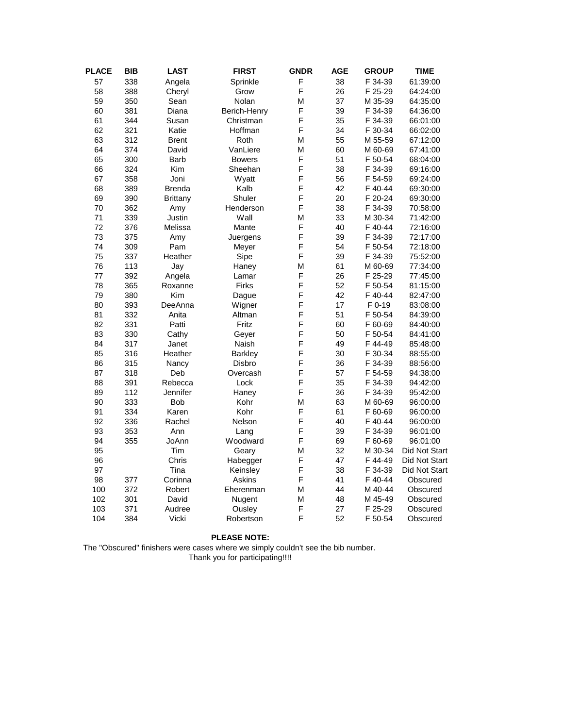| PLACE | BIB | LAST | FIRST | GNDR | AGE | GROUP | TIME |
|---|---|---|---|---|---|---|---|
| 57 | 338 | Angela | Sprinkle | F | 38 | F 34-39 | 61:39:00 |
| 58 | 388 | Cheryl | Grow | F | 26 | F 25-29 | 64:24:00 |
| 59 | 350 | Sean | Nolan | M | 37 | M 35-39 | 64:35:00 |
| 60 | 381 | Diana | Berich-Henry | F | 39 | F 34-39 | 64:36:00 |
| 61 | 344 | Susan | Christman | F | 35 | F 34-39 | 66:01:00 |
| 62 | 321 | Katie | Hoffman | F | 34 | F 30-34 | 66:02:00 |
| 63 | 312 | Brent | Roth | M | 55 | M 55-59 | 67:12:00 |
| 64 | 374 | David | VanLiere | M | 60 | M 60-69 | 67:41:00 |
| 65 | 300 | Barb | Bowers | F | 51 | F 50-54 | 68:04:00 |
| 66 | 324 | Kim | Sheehan | F | 38 | F 34-39 | 69:16:00 |
| 67 | 358 | Joni | Wyatt | F | 56 | F 54-59 | 69:24:00 |
| 68 | 389 | Brenda | Kalb | F | 42 | F 40-44 | 69:30:00 |
| 69 | 390 | Brittany | Shuler | F | 20 | F 20-24 | 69:30:00 |
| 70 | 362 | Amy | Henderson | F | 38 | F 34-39 | 70:58:00 |
| 71 | 339 | Justin | Wall | M | 33 | M 30-34 | 71:42:00 |
| 72 | 376 | Melissa | Mante | F | 40 | F 40-44 | 72:16:00 |
| 73 | 375 | Amy | Juergens | F | 39 | F 34-39 | 72:17:00 |
| 74 | 309 | Pam | Meyer | F | 54 | F 50-54 | 72:18:00 |
| 75 | 337 | Heather | Sipe | F | 39 | F 34-39 | 75:52:00 |
| 76 | 113 | Jay | Haney | M | 61 | M 60-69 | 77:34:00 |
| 77 | 392 | Angela | Lamar | F | 26 | F 25-29 | 77:45:00 |
| 78 | 365 | Roxanne | Firks | F | 52 | F 50-54 | 81:15:00 |
| 79 | 380 | Kim | Dague | F | 42 | F 40-44 | 82:47:00 |
| 80 | 393 | DeeAnna | Wigner | F | 17 | F 0-19 | 83:08:00 |
| 81 | 332 | Anita | Altman | F | 51 | F 50-54 | 84:39:00 |
| 82 | 331 | Patti | Fritz | F | 60 | F 60-69 | 84:40:00 |
| 83 | 330 | Cathy | Geyer | F | 50 | F 50-54 | 84:41:00 |
| 84 | 317 | Janet | Naish | F | 49 | F 44-49 | 85:48:00 |
| 85 | 316 | Heather | Barkley | F | 30 | F 30-34 | 88:55:00 |
| 86 | 315 | Nancy | Disbro | F | 36 | F 34-39 | 88:56:00 |
| 87 | 318 | Deb | Overcash | F | 57 | F 54-59 | 94:38:00 |
| 88 | 391 | Rebecca | Lock | F | 35 | F 34-39 | 94:42:00 |
| 89 | 112 | Jennifer | Haney | F | 36 | F 34-39 | 95:42:00 |
| 90 | 333 | Bob | Kohr | M | 63 | M 60-69 | 96:00:00 |
| 91 | 334 | Karen | Kohr | F | 61 | F 60-69 | 96:00:00 |
| 92 | 336 | Rachel | Nelson | F | 40 | F 40-44 | 96:00:00 |
| 93 | 353 | Ann | Lang | F | 39 | F 34-39 | 96:01:00 |
| 94 | 355 | JoAnn | Woodward | F | 69 | F 60-69 | 96:01:00 |
| 95 | | Tim | Geary | M | 32 | M 30-34 | Did Not Start |
| 96 | | Chris | Habegger | F | 47 | F 44-49 | Did Not Start |
| 97 | | Tina | Keinsley | F | 38 | F 34-39 | Did Not Start |
| 98 | 377 | Corinna | Askins | F | 41 | F 40-44 | Obscured |
| 100 | 372 | Robert | Eherenman | M | 44 | M 40-44 | Obscured |
| 102 | 301 | David | Nugent | M | 48 | M 45-49 | Obscured |
| 103 | 371 | Audree | Ousley | F | 27 | F 25-29 | Obscured |
| 104 | 384 | Vicki | Robertson | F | 52 | F 50-54 | Obscured |

**PLEASE NOTE:**

The "Obscured" finishers were cases where we simply couldn't see the bib number.

Thank you for participating!!!!